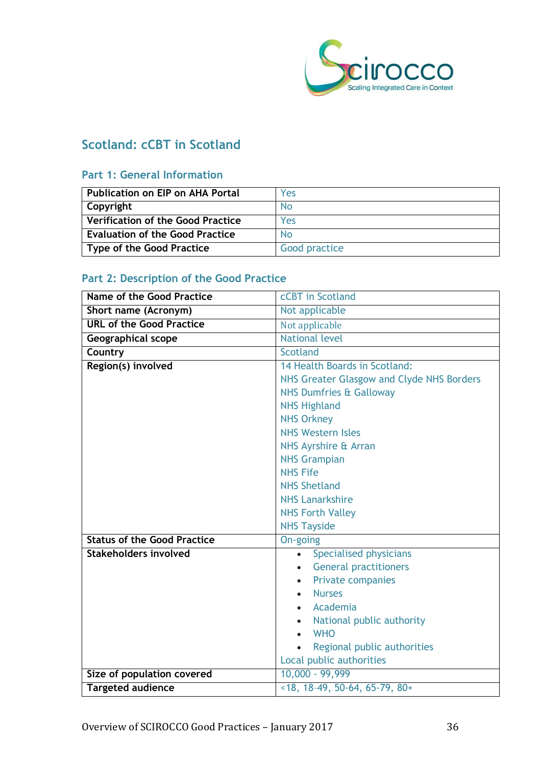# Scotland: cCBT in Scotland

## Part 1: General Information

| | |
|---|---|
| **Publication on EIP on AHA Portal** | Yes |
| **Copyright** | No |
| **Verification of the Good Practice** | Yes |
| **Evaluation of the Good Practice** | No |
| **Type of the Good Practice** | Good practice |

## Part 2: Description of the Good Practice

| | |
|---|---|
| **Name of the Good Practice** | cCBT in Scotland |
| **Short name (Acronym)** | Not applicable |
| **URL of the Good Practice** | Not applicable |
| **Geographical scope** | National level |
| **Country** | Scotland |
| **Region(s) involved** | 14 Health Boards in Scotland:<br>NHS Greater Glasgow and Clyde NHS Borders<br>NHS Dumfries & Galloway<br>NHS Highland<br>NHS Orkney<br>NHS Western Isles<br>NHS Ayrshire & Arran<br>NHS Grampian<br>NHS Fife<br>NHS Shetland<br>NHS Lanarkshire<br>NHS Forth Valley<br>NHS Tayside |
| **Status of the Good Practice** | On-going |
| **Stakeholders involved** | • Specialised physicians<br>• General practitioners<br>• Private companies<br>• Nurses<br>• Academia<br>• National public authority<br>• WHO<br>• Regional public authorities<br>Local public authorities |
| **Size of population covered** | 10,000 - 99,999 |
| **Targeted audience** | <18, 18-49, 50-64, 65-79, 80+ |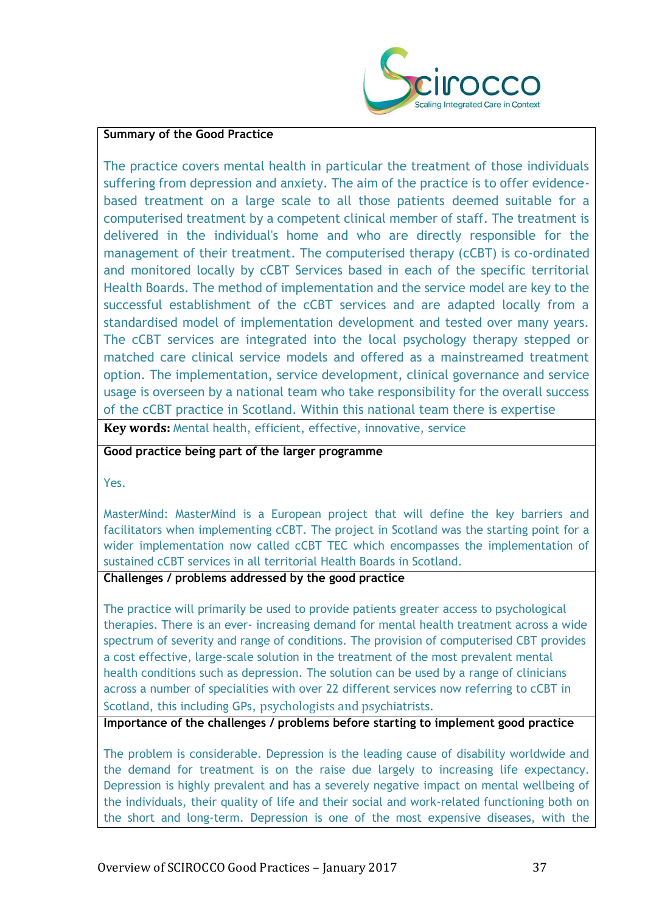**Summary of the Good Practice**

The practice covers mental health in particular the treatment of those individuals suffering from depression and anxiety. The aim of the practice is to offer evidence-based treatment on a large scale to all those patients deemed suitable for a computerised treatment by a competent clinical member of staff. The treatment is delivered in the individual's home and who are directly responsible for the management of their treatment. The computerised therapy (cCBT) is co-ordinated and monitored locally by cCBT Services based in each of the specific territorial Health Boards. The method of implementation and the service model are key to the successful establishment of the cCBT services and are adapted locally from a standardised model of implementation development and tested over many years. The cCBT services are integrated into the local psychology therapy stepped or matched care clinical service models and offered as a mainstreamed treatment option. The implementation, service development, clinical governance and service usage is overseen by a national team who take responsibility for the overall success of the cCBT practice in Scotland. Within this national team there is expertise

**Key words:** Mental health, efficient, effective, innovative, service

**Good practice being part of the larger programme**

Yes.

MasterMind: MasterMind is a European project that will define the key barriers and facilitators when implementing cCBT. The project in Scotland was the starting point for a wider implementation now called cCBT TEC which encompasses the implementation of sustained cCBT services in all territorial Health Boards in Scotland.

**Challenges / problems addressed by the good practice**

The practice will primarily be used to provide patients greater access to psychological therapies. There is an ever- increasing demand for mental health treatment across a wide spectrum of severity and range of conditions. The provision of computerised CBT provides a cost effective, large-scale solution in the treatment of the most prevalent mental health conditions such as depression. The solution can be used by a range of clinicians across a number of specialities with over 22 different services now referring to cCBT in Scotland, this including GPs, psychologists and psychiatrists.

**Importance of the challenges / problems before starting to implement good practice**

The problem is considerable. Depression is the leading cause of disability worldwide and the demand for treatment is on the raise due largely to increasing life expectancy. Depression is highly prevalent and has a severely negative impact on mental wellbeing of the individuals, their quality of life and their social and work-related functioning both on the short and long-term. Depression is one of the most expensive diseases, with the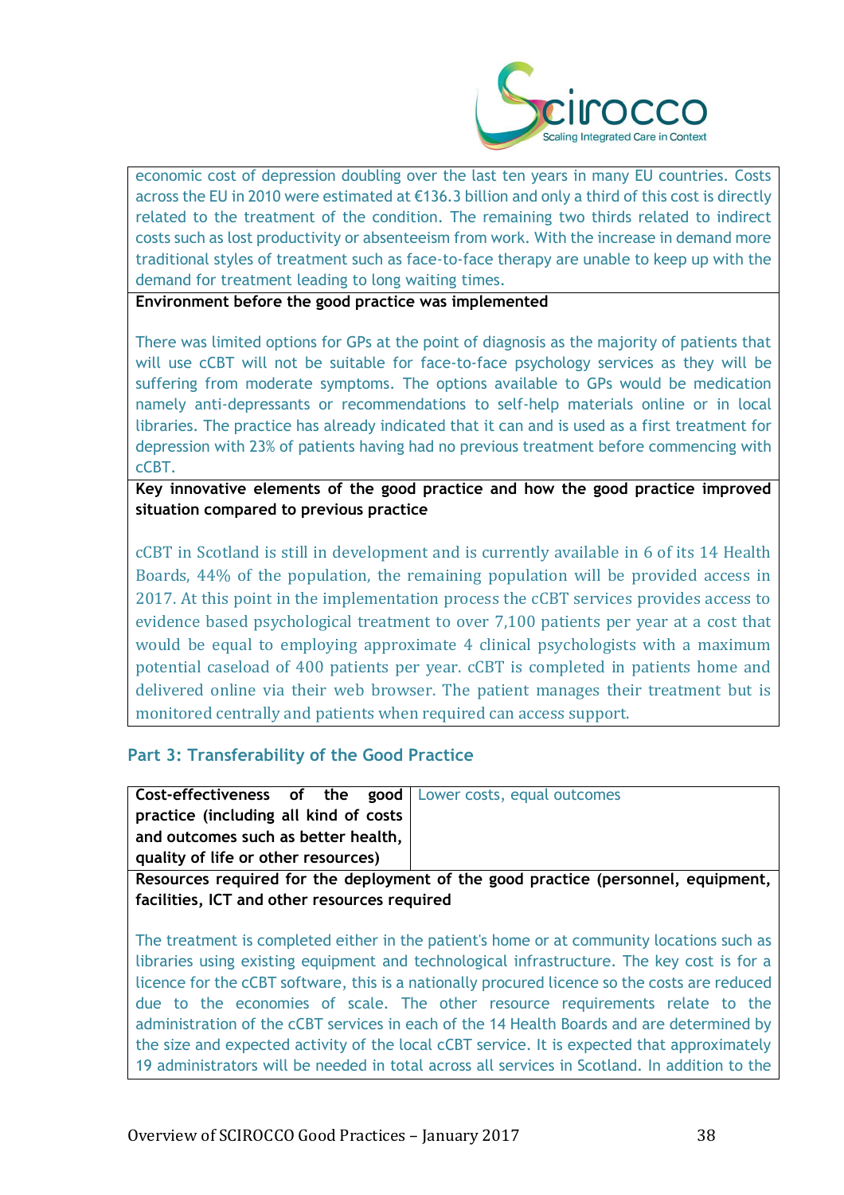economic cost of depression doubling over the last ten years in many EU countries. Costs across the EU in 2010 were estimated at €136.3 billion and only a third of this cost is directly related to the treatment of the condition. The remaining two thirds related to indirect costs such as lost productivity or absenteeism from work. With the increase in demand more traditional styles of treatment such as face-to-face therapy are unable to keep up with the demand for treatment leading to long waiting times.

**Environment before the good practice was implemented**

There was limited options for GPs at the point of diagnosis as the majority of patients that will use cCBT will not be suitable for face-to-face psychology services as they will be suffering from moderate symptoms. The options available to GPs would be medication namely anti-depressants or recommendations to self-help materials online or in local libraries. The practice has already indicated that it can and is used as a first treatment for depression with 23% of patients having had no previous treatment before commencing with cCBT.

**Key innovative elements of the good practice and how the good practice improved situation compared to previous practice**

cCBT in Scotland is still in development and is currently available in 6 of its 14 Health Boards, 44% of the population, the remaining population will be provided access in 2017. At this point in the implementation process the cCBT services provides access to evidence based psychological treatment to over 7,100 patients per year at a cost that would be equal to employing approximate 4 clinical psychologists with a maximum potential caseload of 400 patients per year. cCBT is completed in patients home and delivered online via their web browser. The patient manages their treatment but is monitored centrally and patients when required can access support.

## Part 3: Transferability of the Good Practice

| | |
|---|---|
| **Cost-effectiveness of the good practice (including all kind of costs and outcomes such as better health, quality of life or other resources)** | Lower costs, equal outcomes |

**Resources required for the deployment of the good practice (personnel, equipment, facilities, ICT and other resources required**

The treatment is completed either in the patient's home or at community locations such as libraries using existing equipment and technological infrastructure. The key cost is for a licence for the cCBT software, this is a nationally procured licence so the costs are reduced due to the economies of scale. The other resource requirements relate to the administration of the cCBT services in each of the 14 Health Boards and are determined by the size and expected activity of the local cCBT service. It is expected that approximately 19 administrators will be needed in total across all services in Scotland. In addition to the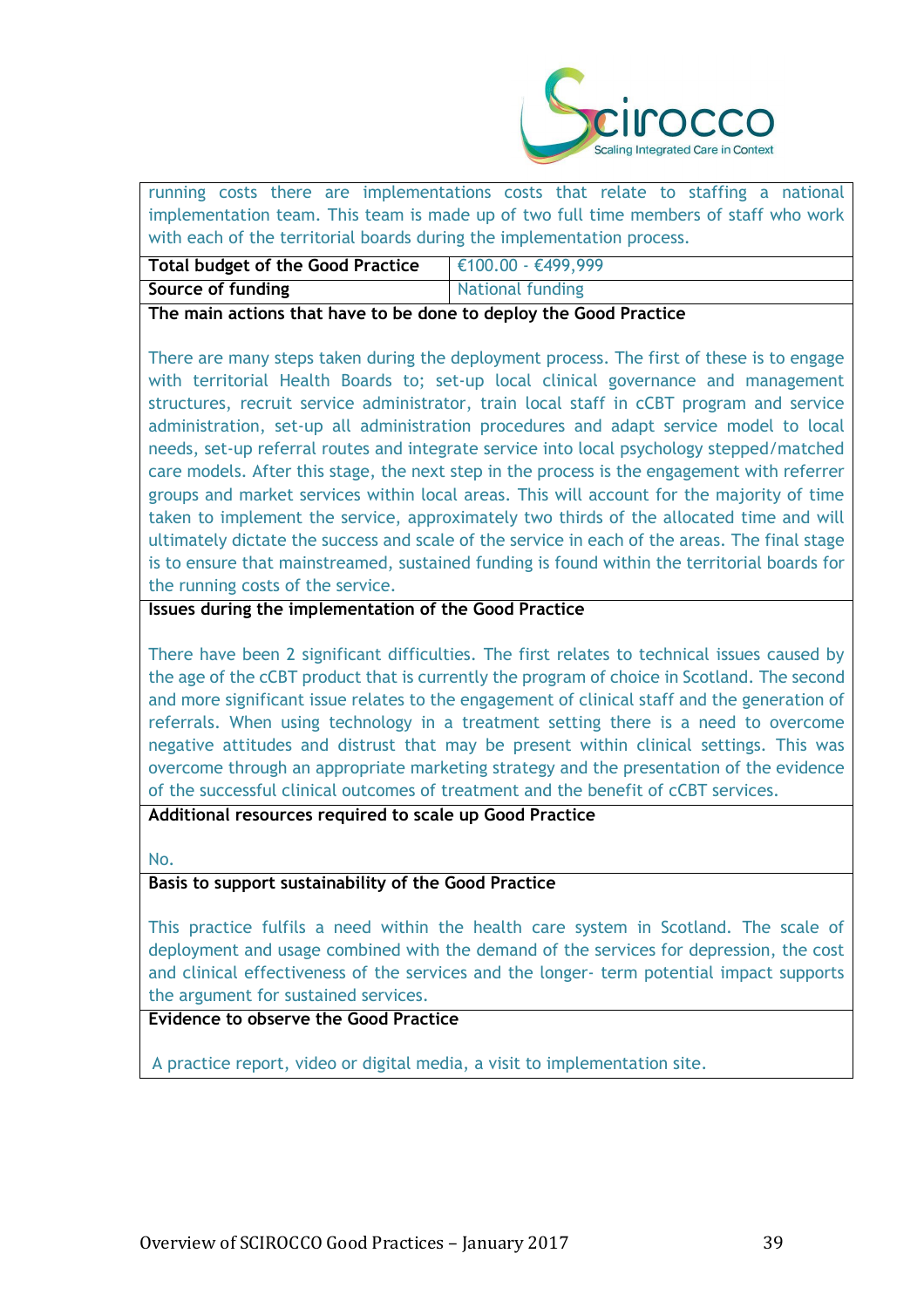running costs there are implementations costs that relate to staffing a national implementation team. This team is made up of two full time members of staff who work with each of the territorial boards during the implementation process.

| | |
|---|---|
| **Total budget of the Good Practice** | €100.00 - €499,999 |
| **Source of funding** | National funding |

**The main actions that have to be done to deploy the Good Practice**

There are many steps taken during the deployment process. The first of these is to engage with territorial Health Boards to; set-up local clinical governance and management structures, recruit service administrator, train local staff in cCBT program and service administration, set-up all administration procedures and adapt service model to local needs, set-up referral routes and integrate service into local psychology stepped/matched care models. After this stage, the next step in the process is the engagement with referrer groups and market services within local areas. This will account for the majority of time taken to implement the service, approximately two thirds of the allocated time and will ultimately dictate the success and scale of the service in each of the areas. The final stage is to ensure that mainstreamed, sustained funding is found within the territorial boards for the running costs of the service.

**Issues during the implementation of the Good Practice**

There have been 2 significant difficulties. The first relates to technical issues caused by the age of the cCBT product that is currently the program of choice in Scotland. The second and more significant issue relates to the engagement of clinical staff and the generation of referrals. When using technology in a treatment setting there is a need to overcome negative attitudes and distrust that may be present within clinical settings. This was overcome through an appropriate marketing strategy and the presentation of the evidence of the successful clinical outcomes of treatment and the benefit of cCBT services.

**Additional resources required to scale up Good Practice**

No.

**Basis to support sustainability of the Good Practice**

This practice fulfils a need within the health care system in Scotland. The scale of deployment and usage combined with the demand of the services for depression, the cost and clinical effectiveness of the services and the longer- term potential impact supports the argument for sustained services.

**Evidence to observe the Good Practice**

A practice report, video or digital media, a visit to implementation site.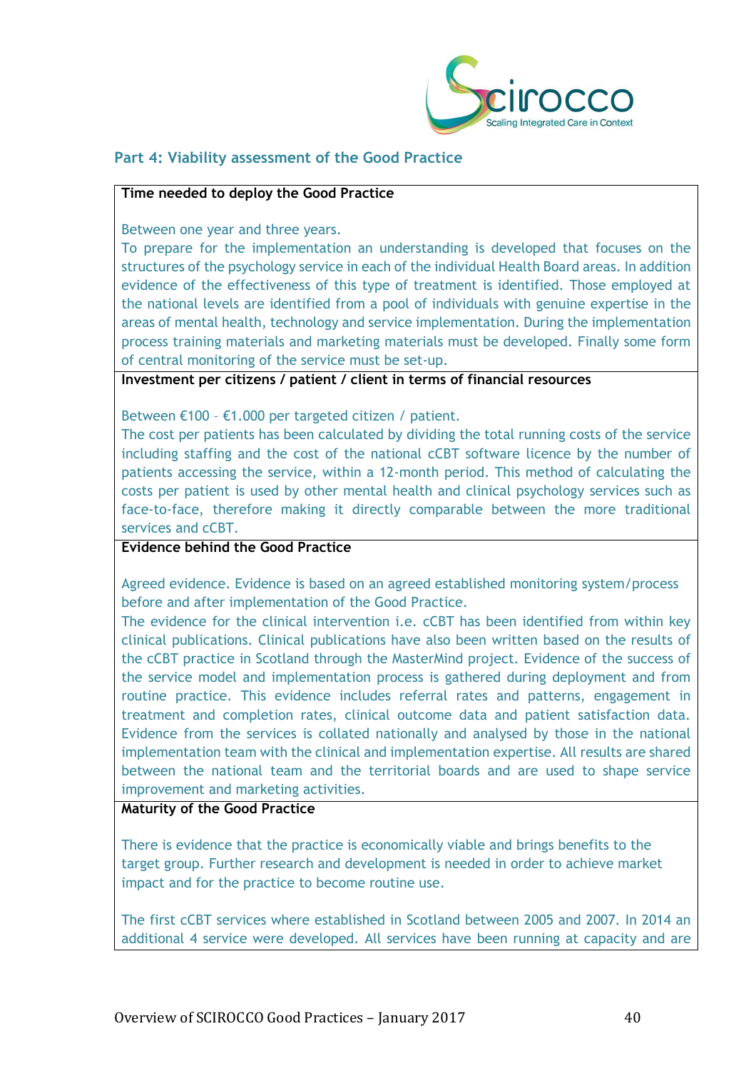## Part 4: Viability assessment of the Good Practice

**Time needed to deploy the Good Practice**

Between one year and three years.

To prepare for the implementation an understanding is developed that focuses on the structures of the psychology service in each of the individual Health Board areas. In addition evidence of the effectiveness of this type of treatment is identified. Those employed at the national levels are identified from a pool of individuals with genuine expertise in the areas of mental health, technology and service implementation. During the implementation process training materials and marketing materials must be developed. Finally some form of central monitoring of the service must be set-up.

**Investment per citizens / patient / client in terms of financial resources**

Between €100 – €1.000 per targeted citizen / patient.

The cost per patients has been calculated by dividing the total running costs of the service including staffing and the cost of the national cCBT software licence by the number of patients accessing the service, within a 12-month period. This method of calculating the costs per patient is used by other mental health and clinical psychology services such as face-to-face, therefore making it directly comparable between the more traditional services and cCBT.

**Evidence behind the Good Practice**

Agreed evidence. Evidence is based on an agreed established monitoring system/process before and after implementation of the Good Practice.

The evidence for the clinical intervention i.e. cCBT has been identified from within key clinical publications. Clinical publications have also been written based on the results of the cCBT practice in Scotland through the MasterMind project. Evidence of the success of the service model and implementation process is gathered during deployment and from routine practice. This evidence includes referral rates and patterns, engagement in treatment and completion rates, clinical outcome data and patient satisfaction data. Evidence from the services is collated nationally and analysed by those in the national implementation team with the clinical and implementation expertise. All results are shared between the national team and the territorial boards and are used to shape service improvement and marketing activities.

**Maturity of the Good Practice**

There is evidence that the practice is economically viable and brings benefits to the target group. Further research and development is needed in order to achieve market impact and for the practice to become routine use.

The first cCBT services where established in Scotland between 2005 and 2007. In 2014 an additional 4 service were developed. All services have been running at capacity and are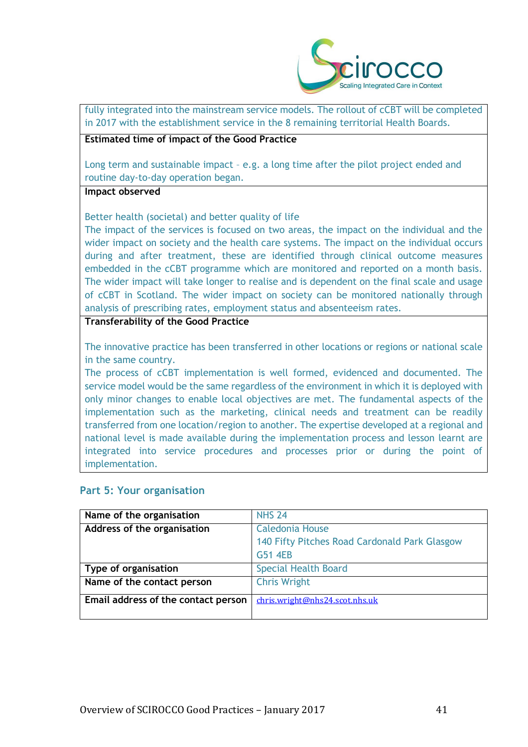fully integrated into the mainstream service models. The rollout of cCBT will be completed in 2017 with the establishment service in the 8 remaining territorial Health Boards.

**Estimated time of impact of the Good Practice**

Long term and sustainable impact – e.g. a long time after the pilot project ended and routine day-to-day operation began.

**Impact observed**

Better health (societal) and better quality of life

The impact of the services is focused on two areas, the impact on the individual and the wider impact on society and the health care systems. The impact on the individual occurs during and after treatment, these are identified through clinical outcome measures embedded in the cCBT programme which are monitored and reported on a month basis. The wider impact will take longer to realise and is dependent on the final scale and usage of cCBT in Scotland. The wider impact on society can be monitored nationally through analysis of prescribing rates, employment status and absenteeism rates.

**Transferability of the Good Practice**

The innovative practice has been transferred in other locations or regions or national scale in the same country.

The process of cCBT implementation is well formed, evidenced and documented. The service model would be the same regardless of the environment in which it is deployed with only minor changes to enable local objectives are met. The fundamental aspects of the implementation such as the marketing, clinical needs and treatment can be readily transferred from one location/region to another. The expertise developed at a regional and national level is made available during the implementation process and lesson learnt are integrated into service procedures and processes prior or during the point of implementation.

## Part 5: Your organisation

| | |
|---|---|
| **Name of the organisation** | NHS 24 |
| **Address of the organisation** | Caledonia House<br>140 Fifty Pitches Road Cardonald Park Glasgow<br>G51 4EB |
| **Type of organisation** | Special Health Board |
| **Name of the contact person** | Chris Wright |
| **Email address of the contact person** | chris.wright@nhs24.scot.nhs.uk |